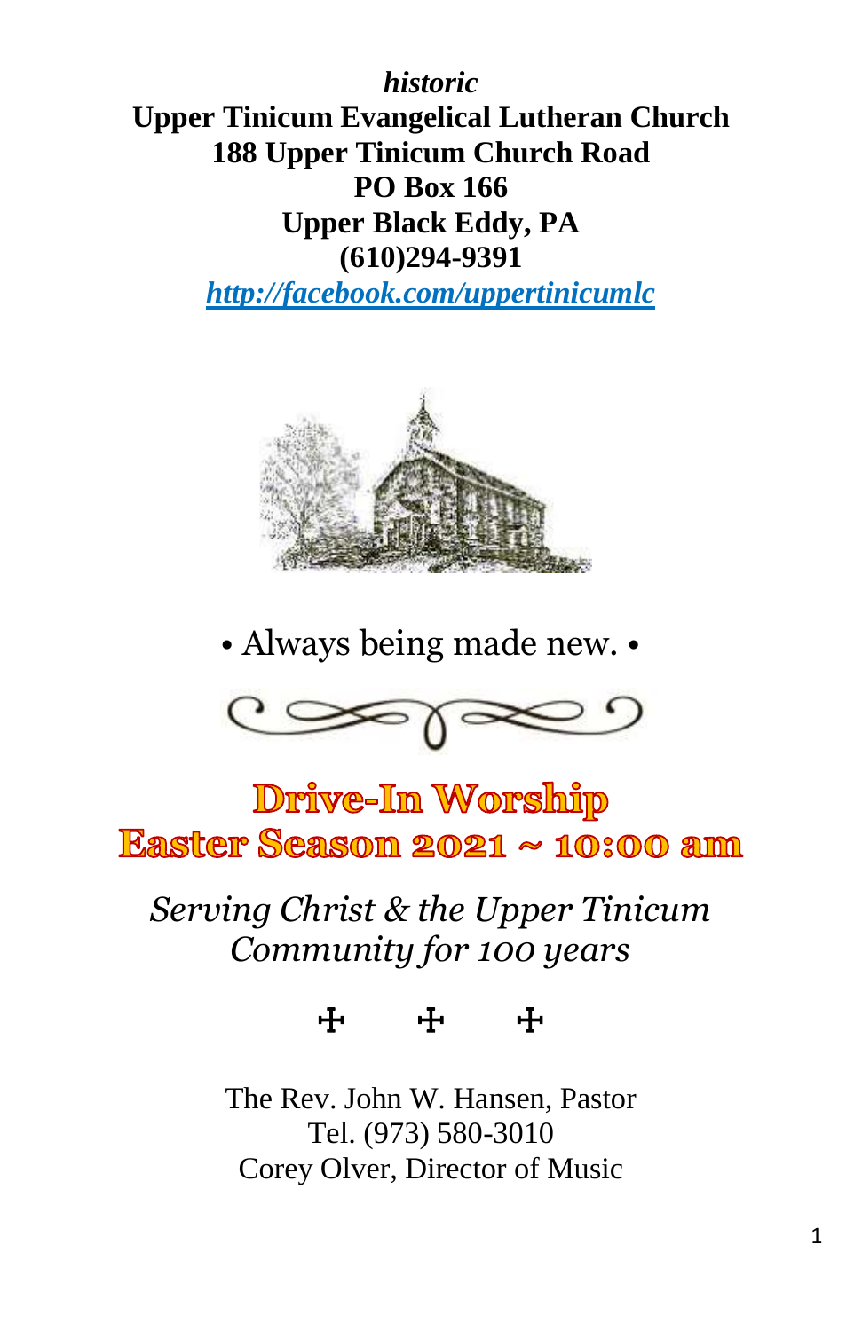***historic***
**Upper Tinicum Evangelical Lutheran Church**
**188 Upper Tinicum Church Road**
**PO Box 166**
**Upper Black Eddy, PA**
**(610)294-9391**
***http://facebook.com/uppertinicumlc***

• Always being made new. •

# Drive-In Worship
# Easter Season 2021 ~ 10:00 am

*Serving Christ & the Upper Tinicum Community for 100 years*

☩ ☩ ☩

The Rev. John W. Hansen, Pastor
Tel. (973) 580-3010
Corey Olver, Director of Music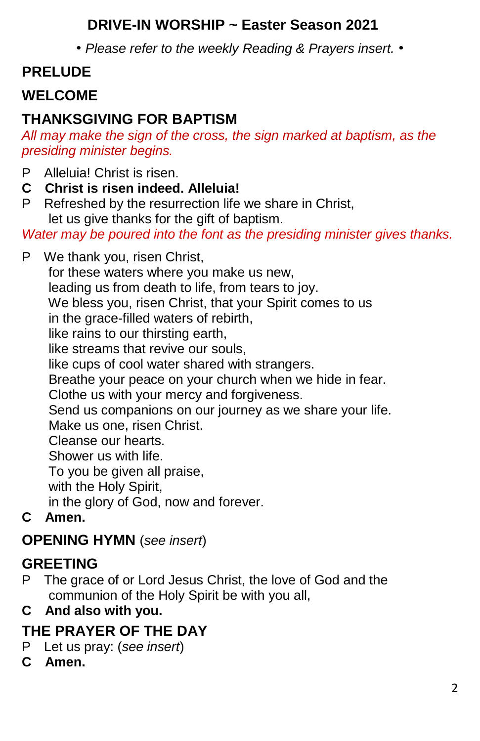# DRIVE-IN WORSHIP ~ Easter Season 2021

*• Please refer to the weekly Reading & Prayers insert. •*

## PRELUDE

## WELCOME

## THANKSGIVING FOR BAPTISM

*All may make the sign of the cross, the sign marked at baptism, as the presiding minister begins.*

P Alleluia! Christ is risen.
**C Christ is risen indeed. Alleluia!**
P Refreshed by the resurrection life we share in Christ,
let us give thanks for the gift of baptism.

*Water may be poured into the font as the presiding minister gives thanks.*

P We thank you, risen Christ,
for these waters where you make us new,
leading us from death to life, from tears to joy.
We bless you, risen Christ, that your Spirit comes to us
in the grace-filled waters of rebirth,
like rains to our thirsting earth,
like streams that revive our souls,
like cups of cool water shared with strangers.
Breathe your peace on your church when we hide in fear.
Clothe us with your mercy and forgiveness.
Send us companions on our journey as we share your life.
Make us one, risen Christ.
Cleanse our hearts.
Shower us with life.
To you be given all praise,
with the Holy Spirit,
in the glory of God, now and forever.
**C Amen.**

## OPENING HYMN (*see insert*)

## GREETING

P The grace of or Lord Jesus Christ, the love of God and the communion of the Holy Spirit be with you all,
**C And also with you.**

## THE PRAYER OF THE DAY

P Let us pray: (*see insert*)
**C Amen.**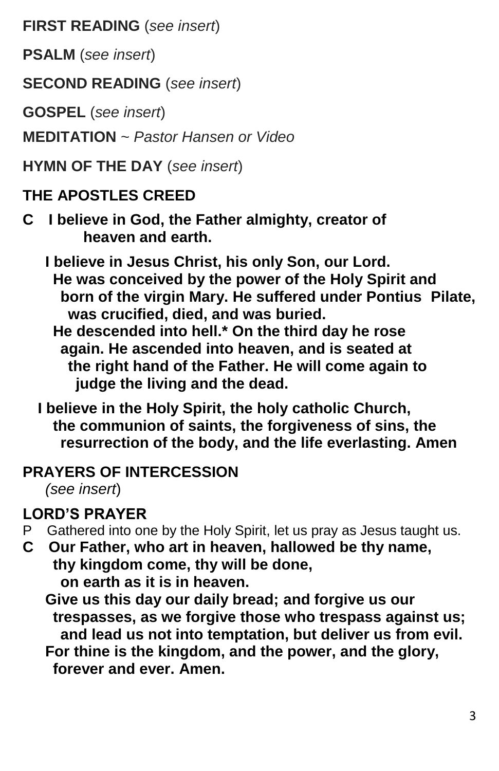**FIRST READING** (*see insert*)

**PSALM** (*see insert*)

**SECOND READING** (*see insert*)

**GOSPEL** (*see insert*)

**MEDITATION** ~ *Pastor Hansen or Video*

**HYMN OF THE DAY** (*see insert*)

## THE APOSTLES CREED

**C I believe in God, the Father almighty, creator of heaven and earth.**

**I believe in Jesus Christ, his only Son, our Lord. He was conceived by the power of the Holy Spirit and born of the virgin Mary. He suffered under Pontius Pilate, was crucified, died, and was buried. He descended into hell.* On the third day he rose again. He ascended into heaven, and is seated at the right hand of the Father. He will come again to judge the living and the dead.**

**I believe in the Holy Spirit, the holy catholic Church, the communion of saints, the forgiveness of sins, the resurrection of the body, and the life everlasting. Amen**

## PRAYERS OF INTERCESSION

*(see insert)*

## LORD'S PRAYER

P Gathered into one by the Holy Spirit, let us pray as Jesus taught us.

**C Our Father, who art in heaven, hallowed be thy name, thy kingdom come, thy will be done, on earth as it is in heaven.**
**Give us this day our daily bread; and forgive us our trespasses, as we forgive those who trespass against us; and lead us not into temptation, but deliver us from evil.**
**For thine is the kingdom, and the power, and the glory, forever and ever. Amen.**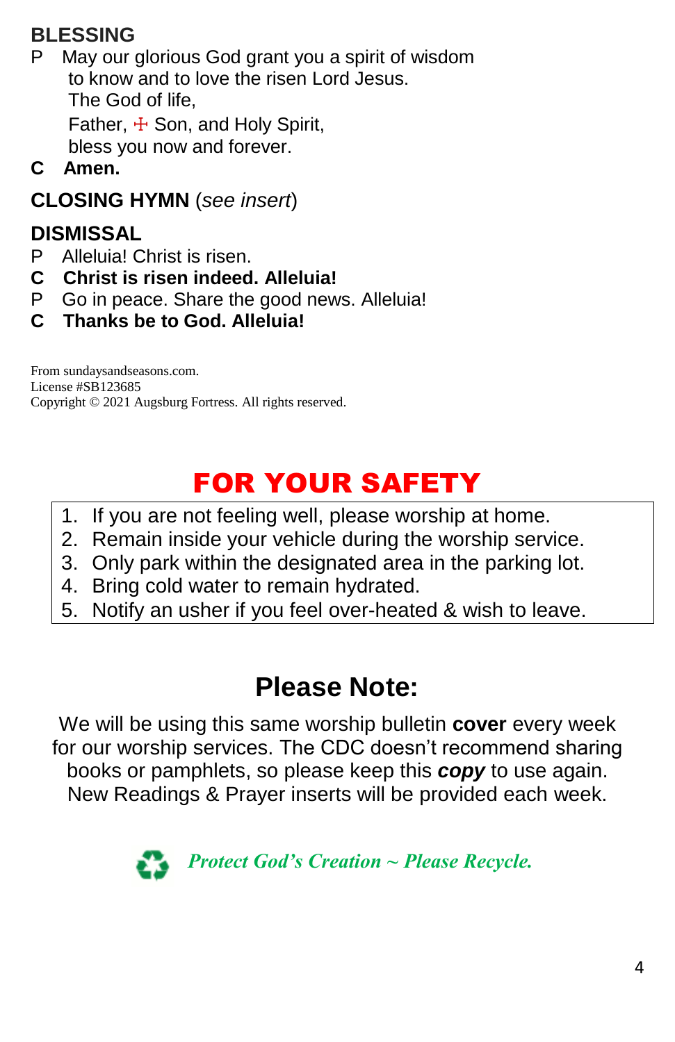## BLESSING

P May our glorious God grant you a spirit of wisdom
to know and to love the risen Lord Jesus.
The God of life,
Father, ☩ Son, and Holy Spirit,
bless you now and forever.

**C Amen.**

## CLOSING HYMN (*see insert*)

## DISMISSAL

P Alleluia! Christ is risen.

**C Christ is risen indeed. Alleluia!**

P Go in peace. Share the good news. Alleluia!

**C Thanks be to God. Alleluia!**

From sundaysandseasons.com.
License #SB123685
Copyright © 2021 Augsburg Fortress. All rights reserved.

## FOR YOUR SAFETY

1. If you are not feeling well, please worship at home.
2. Remain inside your vehicle during the worship service.
3. Only park within the designated area in the parking lot.
4. Bring cold water to remain hydrated.
5. Notify an usher if you feel over-heated & wish to leave.

## Please Note:

We will be using this same worship bulletin **cover** every week for our worship services. The CDC doesn't recommend sharing books or pamphlets, so please keep this ***copy*** to use again. New Readings & Prayer inserts will be provided each week.

***Protect God's Creation ~ Please Recycle.***